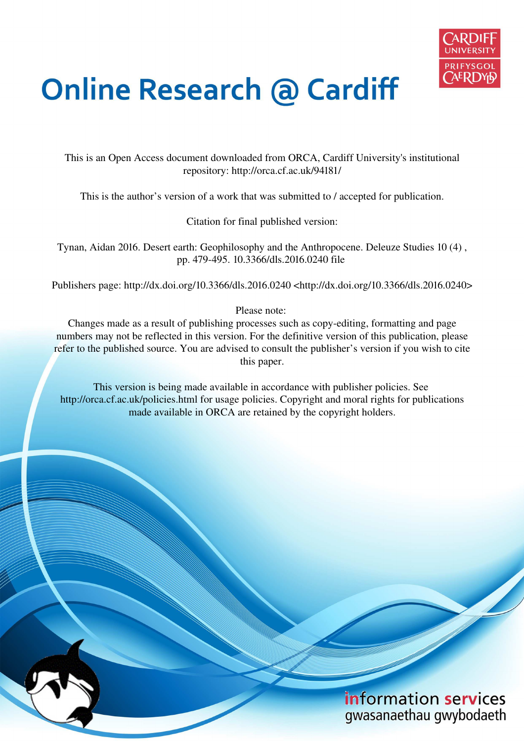# Online Research @ Cardiff

This is an Open Access document downloaded from ORCA, Cardiff University's institutional repository: http://orca.cf.ac.uk/94181/

This is the author's version of a work that was submitted to / accepted for publication.

Citation for final published version:

Tynan, Aidan 2016. Desert earth: Geophilosophy and the Anthropocene. Deleuze Studies 10 (4) , pp. 479-495. 10.3366/dls.2016.0240 file

Publishers page: http://dx.doi.org/10.3366/dls.2016.0240 <http://dx.doi.org/10.3366/dls.2016.0240>

Please note:
Changes made as a result of publishing processes such as copy-editing, formatting and page numbers may not be reflected in this version. For the definitive version of this publication, please refer to the published source. You are advised to consult the publisher's version if you wish to cite this paper.

This version is being made available in accordance with publisher policies. See http://orca.cf.ac.uk/policies.html for usage policies. Copyright and moral rights for publications made available in ORCA are retained by the copyright holders.

information services
gwasanaethau gwybodaeth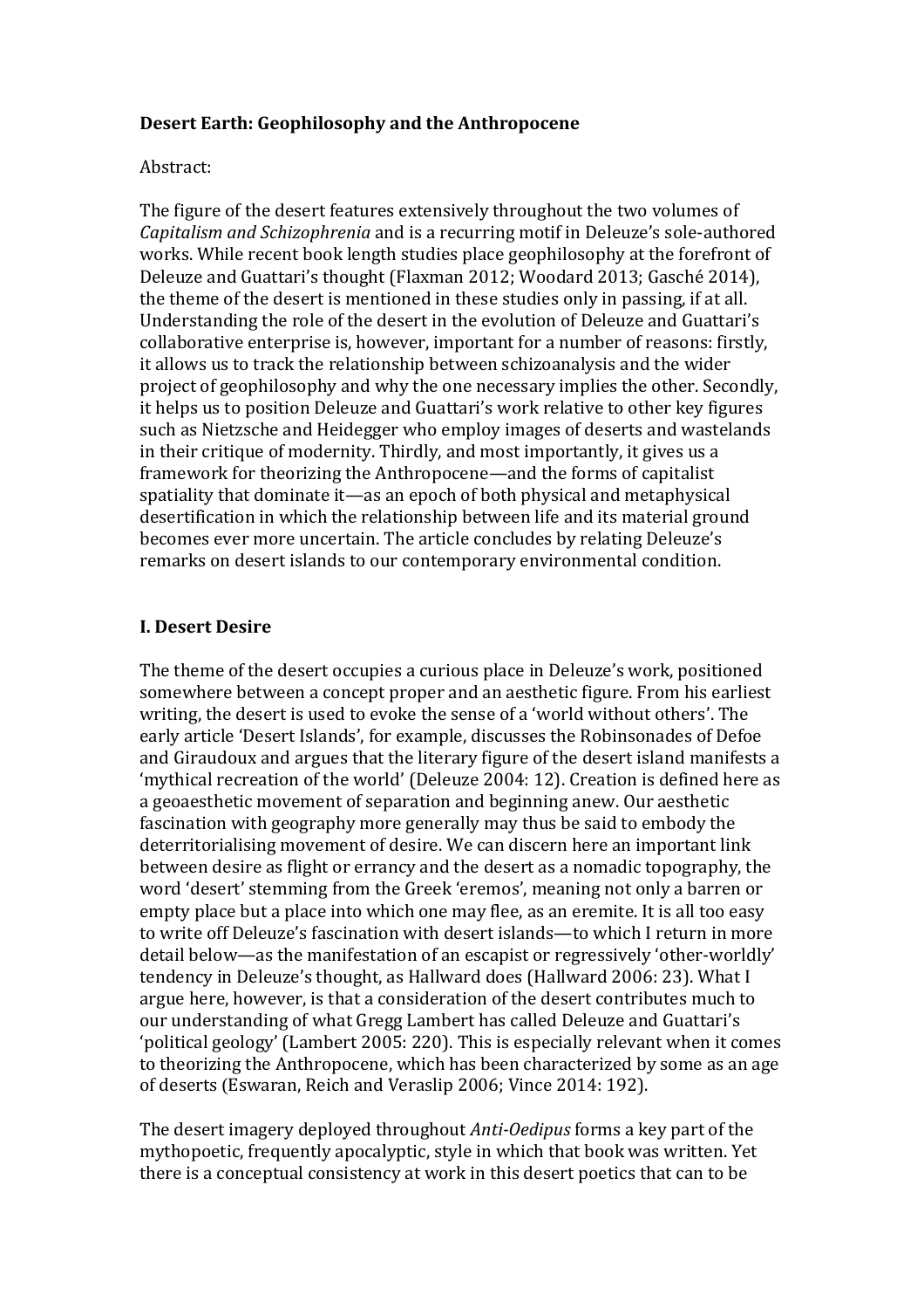**Desert Earth: Geophilosophy and the Anthropocene**

Abstract:

The figure of the desert features extensively throughout the two volumes of *Capitalism and Schizophrenia* and is a recurring motif in Deleuze's sole-authored works. While recent book length studies place geophilosophy at the forefront of Deleuze and Guattari's thought (Flaxman 2012; Woodard 2013; Gasché 2014), the theme of the desert is mentioned in these studies only in passing, if at all. Understanding the role of the desert in the evolution of Deleuze and Guattari's collaborative enterprise is, however, important for a number of reasons: firstly, it allows us to track the relationship between schizoanalysis and the wider project of geophilosophy and why the one necessary implies the other. Secondly, it helps us to position Deleuze and Guattari's work relative to other key figures such as Nietzsche and Heidegger who employ images of deserts and wastelands in their critique of modernity. Thirdly, and most importantly, it gives us a framework for theorizing the Anthropocene—and the forms of capitalist spatiality that dominate it—as an epoch of both physical and metaphysical desertification in which the relationship between life and its material ground becomes ever more uncertain. The article concludes by relating Deleuze's remarks on desert islands to our contemporary environmental condition.

## I. Desert Desire

The theme of the desert occupies a curious place in Deleuze's work, positioned somewhere between a concept proper and an aesthetic figure. From his earliest writing, the desert is used to evoke the sense of a 'world without others'. The early article 'Desert Islands', for example, discusses the Robinsonades of Defoe and Giraudoux and argues that the literary figure of the desert island manifests a 'mythical recreation of the world' (Deleuze 2004: 12). Creation is defined here as a geoaesthetic movement of separation and beginning anew. Our aesthetic fascination with geography more generally may thus be said to embody the deterritorialising movement of desire. We can discern here an important link between desire as flight or errancy and the desert as a nomadic topography, the word 'desert' stemming from the Greek 'eremos', meaning not only a barren or empty place but a place into which one may flee, as an eremite. It is all too easy to write off Deleuze's fascination with desert islands—to which I return in more detail below—as the manifestation of an escapist or regressively 'other-worldly' tendency in Deleuze's thought, as Hallward does (Hallward 2006: 23). What I argue here, however, is that a consideration of the desert contributes much to our understanding of what Gregg Lambert has called Deleuze and Guattari's 'political geology' (Lambert 2005: 220). This is especially relevant when it comes to theorizing the Anthropocene, which has been characterized by some as an age of deserts (Eswaran, Reich and Veraslip 2006; Vince 2014: 192).

The desert imagery deployed throughout *Anti-Oedipus* forms a key part of the mythopoetic, frequently apocalyptic, style in which that book was written. Yet there is a conceptual consistency at work in this desert poetics that can to be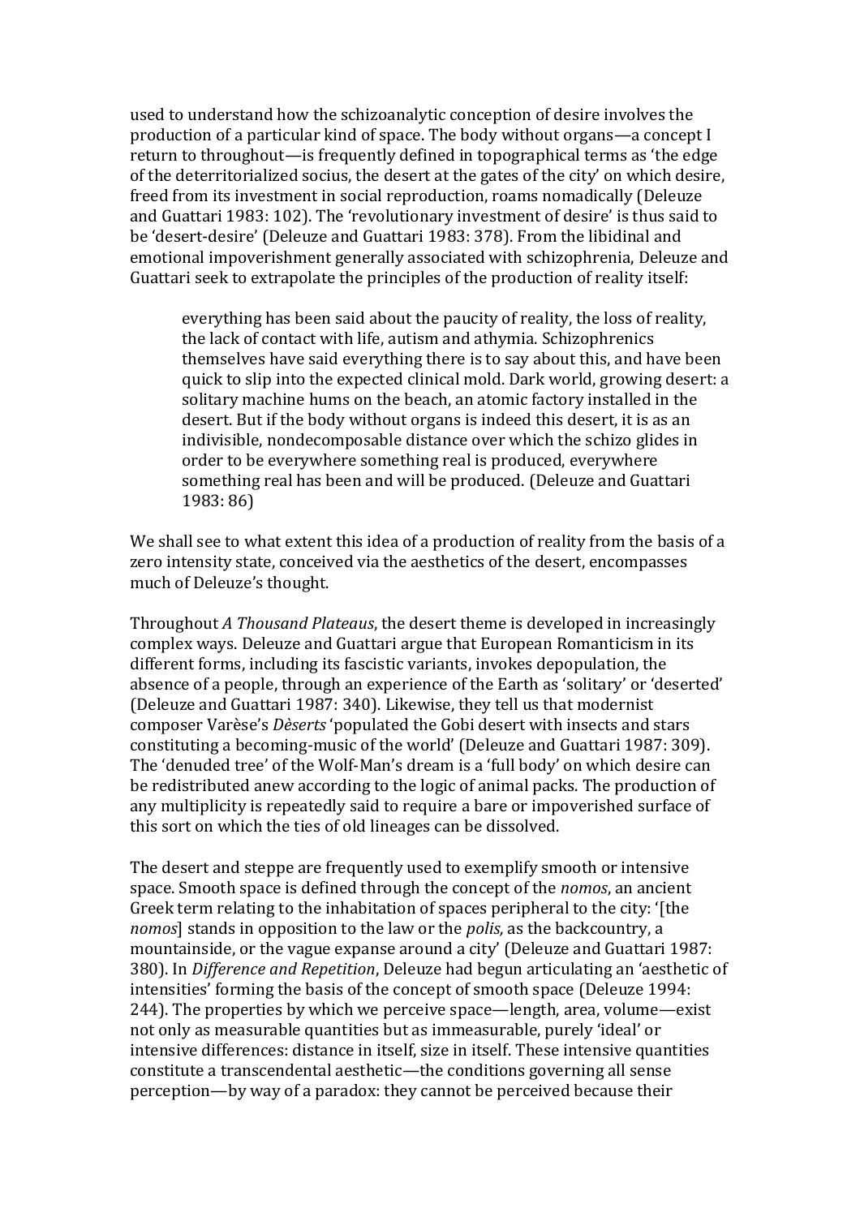used to understand how the schizoanalytic conception of desire involves the production of a particular kind of space. The body without organs—a concept I return to throughout—is frequently defined in topographical terms as 'the edge of the deterritorialized socius, the desert at the gates of the city' on which desire, freed from its investment in social reproduction, roams nomadically (Deleuze and Guattari 1983: 102). The 'revolutionary investment of desire' is thus said to be 'desert-desire' (Deleuze and Guattari 1983: 378). From the libidinal and emotional impoverishment generally associated with schizophrenia, Deleuze and Guattari seek to extrapolate the principles of the production of reality itself:

> everything has been said about the paucity of reality, the loss of reality, the lack of contact with life, autism and athymia. Schizophrenics themselves have said everything there is to say about this, and have been quick to slip into the expected clinical mold. Dark world, growing desert: a solitary machine hums on the beach, an atomic factory installed in the desert. But if the body without organs is indeed this desert, it is as an indivisible, nondecomposable distance over which the schizo glides in order to be everywhere something real is produced, everywhere something real has been and will be produced. (Deleuze and Guattari 1983: 86)

We shall see to what extent this idea of a production of reality from the basis of a zero intensity state, conceived via the aesthetics of the desert, encompasses much of Deleuze's thought.

Throughout *A Thousand Plateaus*, the desert theme is developed in increasingly complex ways. Deleuze and Guattari argue that European Romanticism in its different forms, including its fascistic variants, invokes depopulation, the absence of a people, through an experience of the Earth as 'solitary' or 'deserted' (Deleuze and Guattari 1987: 340). Likewise, they tell us that modernist composer Varèse's *Dèserts* 'populated the Gobi desert with insects and stars constituting a becoming-music of the world' (Deleuze and Guattari 1987: 309). The 'denuded tree' of the Wolf-Man's dream is a 'full body' on which desire can be redistributed anew according to the logic of animal packs. The production of any multiplicity is repeatedly said to require a bare or impoverished surface of this sort on which the ties of old lineages can be dissolved.

The desert and steppe are frequently used to exemplify smooth or intensive space. Smooth space is defined through the concept of the *nomos*, an ancient Greek term relating to the inhabitation of spaces peripheral to the city: '[the *nomos*] stands in opposition to the law or the *polis,* as the backcountry, a mountainside, or the vague expanse around a city' (Deleuze and Guattari 1987: 380). In *Difference and Repetition*, Deleuze had begun articulating an 'aesthetic of intensities' forming the basis of the concept of smooth space (Deleuze 1994: 244). The properties by which we perceive space—length, area, volume—exist not only as measurable quantities but as immeasurable, purely 'ideal' or intensive differences: distance in itself, size in itself. These intensive quantities constitute a transcendental aesthetic—the conditions governing all sense perception—by way of a paradox: they cannot be perceived because their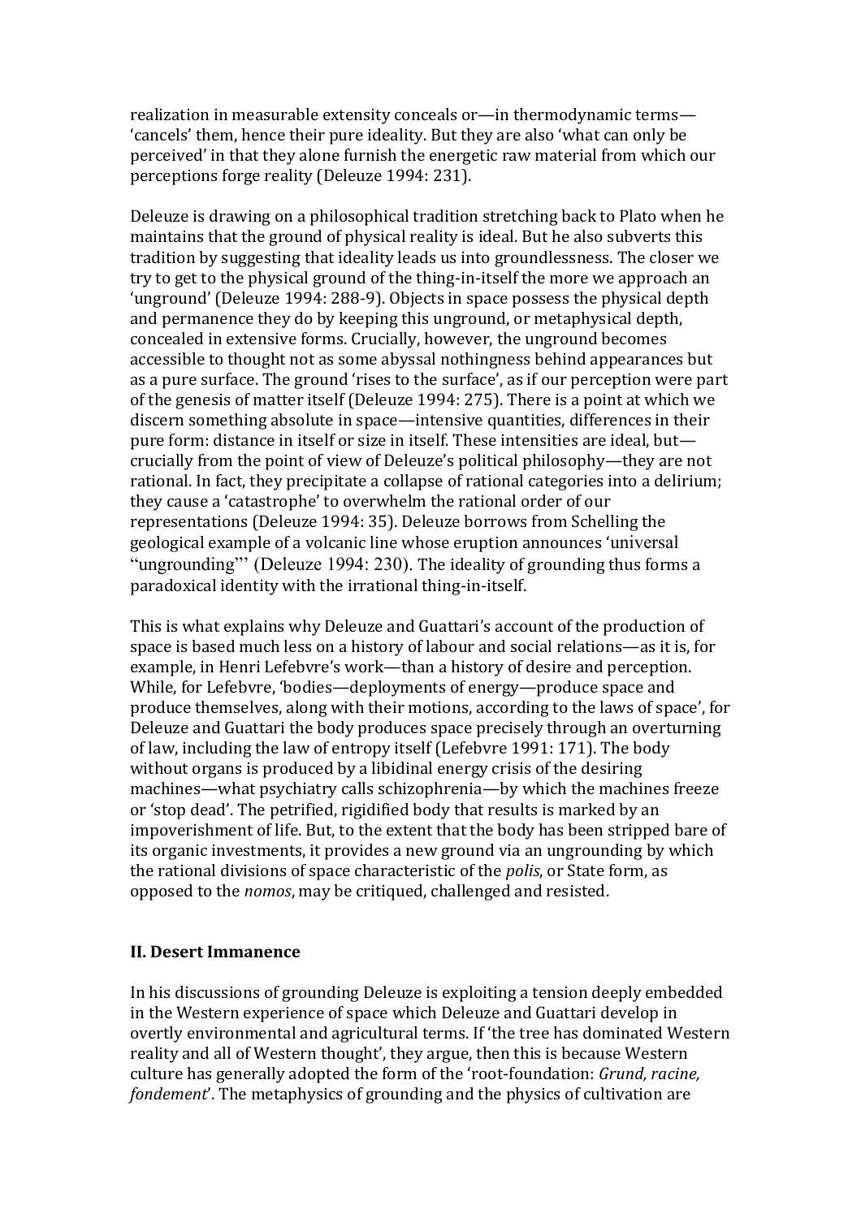realization in measurable extensity conceals or—in thermodynamic terms—'cancels' them, hence their pure ideality. But they are also 'what can only be perceived' in that they alone furnish the energetic raw material from which our perceptions forge reality (Deleuze 1994: 231).

Deleuze is drawing on a philosophical tradition stretching back to Plato when he maintains that the ground of physical reality is ideal. But he also subverts this tradition by suggesting that ideality leads us into groundlessness. The closer we try to get to the physical ground of the thing-in-itself the more we approach an 'unground' (Deleuze 1994: 288-9). Objects in space possess the physical depth and permanence they do by keeping this unground, or metaphysical depth, concealed in extensive forms. Crucially, however, the unground becomes accessible to thought not as some abyssal nothingness behind appearances but as a pure surface. The ground 'rises to the surface', as if our perception were part of the genesis of matter itself (Deleuze 1994: 275). There is a point at which we discern something absolute in space—intensive quantities, differences in their pure form: distance in itself or size in itself. These intensities are ideal, but—crucially from the point of view of Deleuze's political philosophy—they are not rational. In fact, they precipitate a collapse of rational categories into a delirium; they cause a 'catastrophe' to overwhelm the rational order of our representations (Deleuze 1994: 35). Deleuze borrows from Schelling the geological example of a volcanic line whose eruption announces 'universal "ungrounding"' (Deleuze 1994: 230). The ideality of grounding thus forms a paradoxical identity with the irrational thing-in-itself.

This is what explains why Deleuze and Guattari's account of the production of space is based much less on a history of labour and social relations—as it is, for example, in Henri Lefebvre's work—than a history of desire and perception. While, for Lefebvre, 'bodies—deployments of energy—produce space and produce themselves, along with their motions, according to the laws of space', for Deleuze and Guattari the body produces space precisely through an overturning of law, including the law of entropy itself (Lefebvre 1991: 171). The body without organs is produced by a libidinal energy crisis of the desiring machines—what psychiatry calls schizophrenia—by which the machines freeze or 'stop dead'. The petrified, rigidified body that results is marked by an impoverishment of life. But, to the extent that the body has been stripped bare of its organic investments, it provides a new ground via an ungrounding by which the rational divisions of space characteristic of the *polis*, or State form, as opposed to the *nomos*, may be critiqued, challenged and resisted.

## II. Desert Immanence

In his discussions of grounding Deleuze is exploiting a tension deeply embedded in the Western experience of space which Deleuze and Guattari develop in overtly environmental and agricultural terms. If 'the tree has dominated Western reality and all of Western thought', they argue, then this is because Western culture has generally adopted the form of the 'root-foundation: *Grund, racine, fondement*'. The metaphysics of grounding and the physics of cultivation are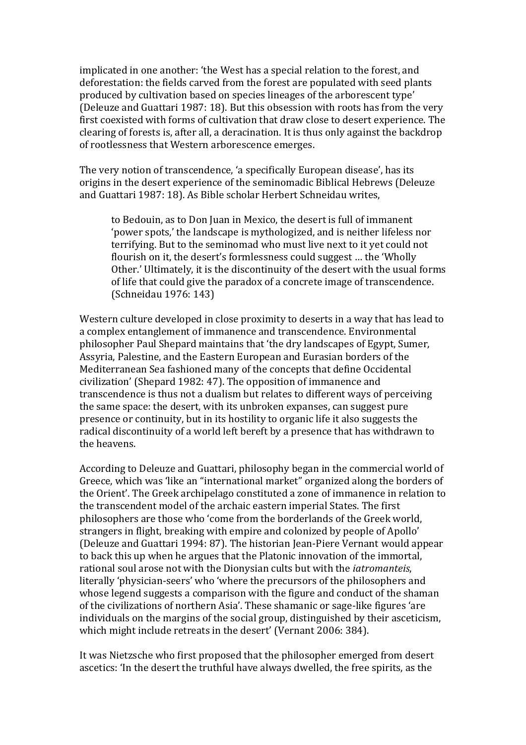implicated in one another: 'the West has a special relation to the forest, and deforestation: the fields carved from the forest are populated with seed plants produced by cultivation based on species lineages of the arborescent type' (Deleuze and Guattari 1987: 18). But this obsession with roots has from the very first coexisted with forms of cultivation that draw close to desert experience. The clearing of forests is, after all, a deracination. It is thus only against the backdrop of rootlessness that Western arborescence emerges.

The very notion of transcendence, 'a specifically European disease', has its origins in the desert experience of the seminomadic Biblical Hebrews (Deleuze and Guattari 1987: 18). As Bible scholar Herbert Schneidau writes,

> to Bedouin, as to Don Juan in Mexico, the desert is full of immanent 'power spots,' the landscape is mythologized, and is neither lifeless nor terrifying. But to the seminomad who must live next to it yet could not flourish on it, the desert's formlessness could suggest … the 'Wholly Other.' Ultimately, it is the discontinuity of the desert with the usual forms of life that could give the paradox of a concrete image of transcendence. (Schneidau 1976: 143)

Western culture developed in close proximity to deserts in a way that has lead to a complex entanglement of immanence and transcendence. Environmental philosopher Paul Shepard maintains that 'the dry landscapes of Egypt, Sumer, Assyria, Palestine, and the Eastern European and Eurasian borders of the Mediterranean Sea fashioned many of the concepts that define Occidental civilization' (Shepard 1982: 47). The opposition of immanence and transcendence is thus not a dualism but relates to different ways of perceiving the same space: the desert, with its unbroken expanses, can suggest pure presence or continuity, but in its hostility to organic life it also suggests the radical discontinuity of a world left bereft by a presence that has withdrawn to the heavens.

According to Deleuze and Guattari, philosophy began in the commercial world of Greece, which was 'like an "international market" organized along the borders of the Orient'. The Greek archipelago constituted a zone of immanence in relation to the transcendent model of the archaic eastern imperial States. The first philosophers are those who 'come from the borderlands of the Greek world, strangers in flight, breaking with empire and colonized by people of Apollo' (Deleuze and Guattari 1994: 87). The historian Jean-Piere Vernant would appear to back this up when he argues that the Platonic innovation of the immortal, rational soul arose not with the Dionysian cults but with the *iatromanteis*, literally 'physician-seers' who 'where the precursors of the philosophers and whose legend suggests a comparison with the figure and conduct of the shaman of the civilizations of northern Asia'. These shamanic or sage-like figures 'are individuals on the margins of the social group, distinguished by their asceticism, which might include retreats in the desert' (Vernant 2006: 384).

It was Nietzsche who first proposed that the philosopher emerged from desert ascetics: 'In the desert the truthful have always dwelled, the free spirits, as the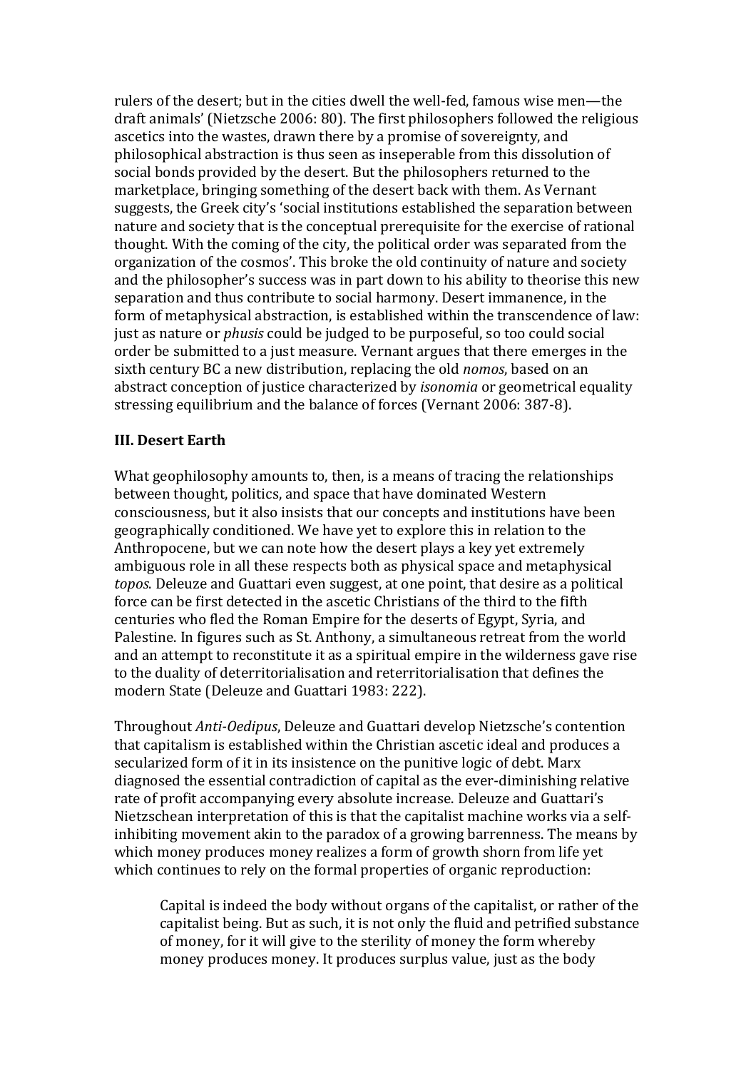rulers of the desert; but in the cities dwell the well-fed, famous wise men—the draft animals' (Nietzsche 2006: 80). The first philosophers followed the religious ascetics into the wastes, drawn there by a promise of sovereignty, and philosophical abstraction is thus seen as inseperable from this dissolution of social bonds provided by the desert. But the philosophers returned to the marketplace, bringing something of the desert back with them. As Vernant suggests, the Greek city's 'social institutions established the separation between nature and society that is the conceptual prerequisite for the exercise of rational thought. With the coming of the city, the political order was separated from the organization of the cosmos'. This broke the old continuity of nature and society and the philosopher's success was in part down to his ability to theorise this new separation and thus contribute to social harmony. Desert immanence, in the form of metaphysical abstraction, is established within the transcendence of law: just as nature or *phusis* could be judged to be purposeful, so too could social order be submitted to a just measure. Vernant argues that there emerges in the sixth century BC a new distribution, replacing the old *nomos*, based on an abstract conception of justice characterized by *isonomia* or geometrical equality stressing equilibrium and the balance of forces (Vernant 2006: 387-8).

## III. Desert Earth

What geophilosophy amounts to, then, is a means of tracing the relationships between thought, politics, and space that have dominated Western consciousness, but it also insists that our concepts and institutions have been geographically conditioned. We have yet to explore this in relation to the Anthropocene, but we can note how the desert plays a key yet extremely ambiguous role in all these respects both as physical space and metaphysical *topos*. Deleuze and Guattari even suggest, at one point, that desire as a political force can be first detected in the ascetic Christians of the third to the fifth centuries who fled the Roman Empire for the deserts of Egypt, Syria, and Palestine. In figures such as St. Anthony, a simultaneous retreat from the world and an attempt to reconstitute it as a spiritual empire in the wilderness gave rise to the duality of deterritorialisation and reterritorialisation that defines the modern State (Deleuze and Guattari 1983: 222).

Throughout *Anti-Oedipus*, Deleuze and Guattari develop Nietzsche's contention that capitalism is established within the Christian ascetic ideal and produces a secularized form of it in its insistence on the punitive logic of debt. Marx diagnosed the essential contradiction of capital as the ever-diminishing relative rate of profit accompanying every absolute increase. Deleuze and Guattari's Nietzschean interpretation of this is that the capitalist machine works via a self-inhibiting movement akin to the paradox of a growing barrenness. The means by which money produces money realizes a form of growth shorn from life yet which continues to rely on the formal properties of organic reproduction:

> Capital is indeed the body without organs of the capitalist, or rather of the capitalist being. But as such, it is not only the fluid and petrified substance of money, for it will give to the sterility of money the form whereby money produces money. It produces surplus value, just as the body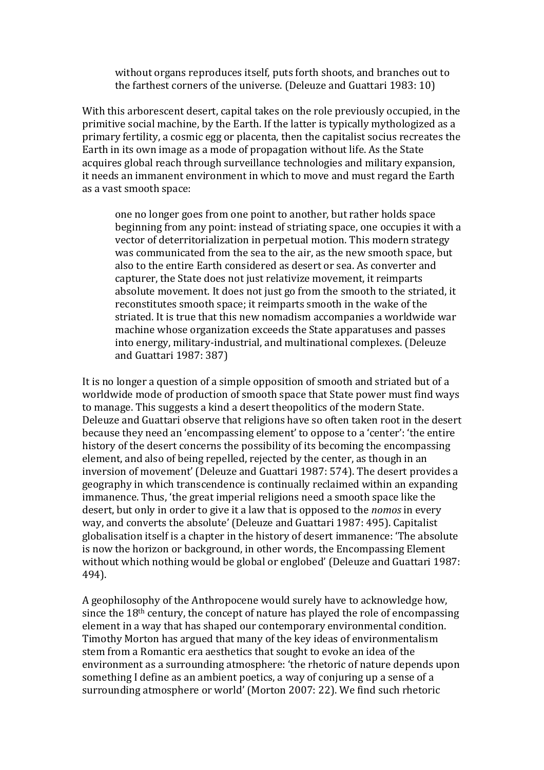> without organs reproduces itself, puts forth shoots, and branches out to the farthest corners of the universe. (Deleuze and Guattari 1983: 10)

With this arborescent desert, capital takes on the role previously occupied, in the primitive social machine, by the Earth. If the latter is typically mythologized as a primary fertility, a cosmic egg or placenta, then the capitalist socius recreates the Earth in its own image as a mode of propagation without life. As the State acquires global reach through surveillance technologies and military expansion, it needs an immanent environment in which to move and must regard the Earth as a vast smooth space:

> one no longer goes from one point to another, but rather holds space beginning from any point: instead of striating space, one occupies it with a vector of deterritorialization in perpetual motion. This modern strategy was communicated from the sea to the air, as the new smooth space, but also to the entire Earth considered as desert or sea. As converter and capturer, the State does not just relativize movement, it reimparts absolute movement. It does not just go from the smooth to the striated, it reconstitutes smooth space; it reimparts smooth in the wake of the striated. It is true that this new nomadism accompanies a worldwide war machine whose organization exceeds the State apparatuses and passes into energy, military-industrial, and multinational complexes. (Deleuze and Guattari 1987: 387)

It is no longer a question of a simple opposition of smooth and striated but of a worldwide mode of production of smooth space that State power must find ways to manage. This suggests a kind a desert theopolitics of the modern State. Deleuze and Guattari observe that religions have so often taken root in the desert because they need an 'encompassing element' to oppose to a 'center': 'the entire history of the desert concerns the possibility of its becoming the encompassing element, and also of being repelled, rejected by the center, as though in an inversion of movement' (Deleuze and Guattari 1987: 574). The desert provides a geography in which transcendence is continually reclaimed within an expanding immanence. Thus, 'the great imperial religions need a smooth space like the desert, but only in order to give it a law that is opposed to the *nomos* in every way, and converts the absolute' (Deleuze and Guattari 1987: 495). Capitalist globalisation itself is a chapter in the history of desert immanence: 'The absolute is now the horizon or background, in other words, the Encompassing Element without which nothing would be global or englobed' (Deleuze and Guattari 1987: 494).

A geophilosophy of the Anthropocene would surely have to acknowledge how, since the 18th century, the concept of nature has played the role of encompassing element in a way that has shaped our contemporary environmental condition. Timothy Morton has argued that many of the key ideas of environmentalism stem from a Romantic era aesthetics that sought to evoke an idea of the environment as a surrounding atmosphere: 'the rhetoric of nature depends upon something I define as an ambient poetics, a way of conjuring up a sense of a surrounding atmosphere or world' (Morton 2007: 22). We find such rhetoric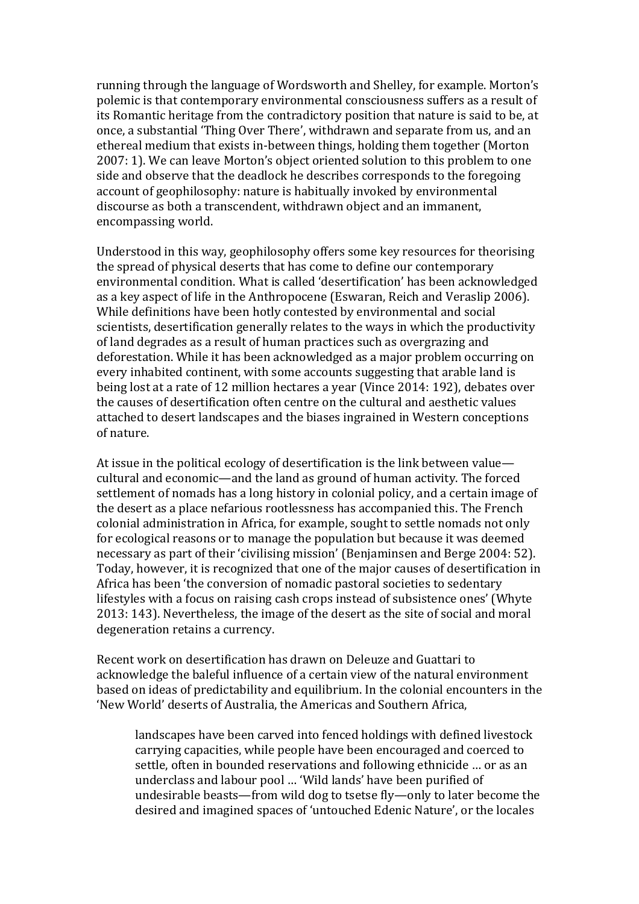running through the language of Wordsworth and Shelley, for example. Morton's polemic is that contemporary environmental consciousness suffers as a result of its Romantic heritage from the contradictory position that nature is said to be, at once, a substantial 'Thing Over There', withdrawn and separate from us, and an ethereal medium that exists in-between things, holding them together (Morton 2007: 1). We can leave Morton's object oriented solution to this problem to one side and observe that the deadlock he describes corresponds to the foregoing account of geophilosophy: nature is habitually invoked by environmental discourse as both a transcendent, withdrawn object and an immanent, encompassing world.

Understood in this way, geophilosophy offers some key resources for theorising the spread of physical deserts that has come to define our contemporary environmental condition. What is called 'desertification' has been acknowledged as a key aspect of life in the Anthropocene (Eswaran, Reich and Veraslip 2006). While definitions have been hotly contested by environmental and social scientists, desertification generally relates to the ways in which the productivity of land degrades as a result of human practices such as overgrazing and deforestation. While it has been acknowledged as a major problem occurring on every inhabited continent, with some accounts suggesting that arable land is being lost at a rate of 12 million hectares a year (Vince 2014: 192), debates over the causes of desertification often centre on the cultural and aesthetic values attached to desert landscapes and the biases ingrained in Western conceptions of nature.

At issue in the political ecology of desertification is the link between value—cultural and economic—and the land as ground of human activity. The forced settlement of nomads has a long history in colonial policy, and a certain image of the desert as a place nefarious rootlessness has accompanied this. The French colonial administration in Africa, for example, sought to settle nomads not only for ecological reasons or to manage the population but because it was deemed necessary as part of their 'civilising mission' (Benjaminsen and Berge 2004: 52). Today, however, it is recognized that one of the major causes of desertification in Africa has been 'the conversion of nomadic pastoral societies to sedentary lifestyles with a focus on raising cash crops instead of subsistence ones' (Whyte 2013: 143). Nevertheless, the image of the desert as the site of social and moral degeneration retains a currency.

Recent work on desertification has drawn on Deleuze and Guattari to acknowledge the baleful influence of a certain view of the natural environment based on ideas of predictability and equilibrium. In the colonial encounters in the 'New World' deserts of Australia, the Americas and Southern Africa,

> landscapes have been carved into fenced holdings with defined livestock carrying capacities, while people have been encouraged and coerced to settle, often in bounded reservations and following ethnicide … or as an underclass and labour pool … 'Wild lands' have been purified of undesirable beasts—from wild dog to tsetse fly—only to later become the desired and imagined spaces of 'untouched Edenic Nature', or the locales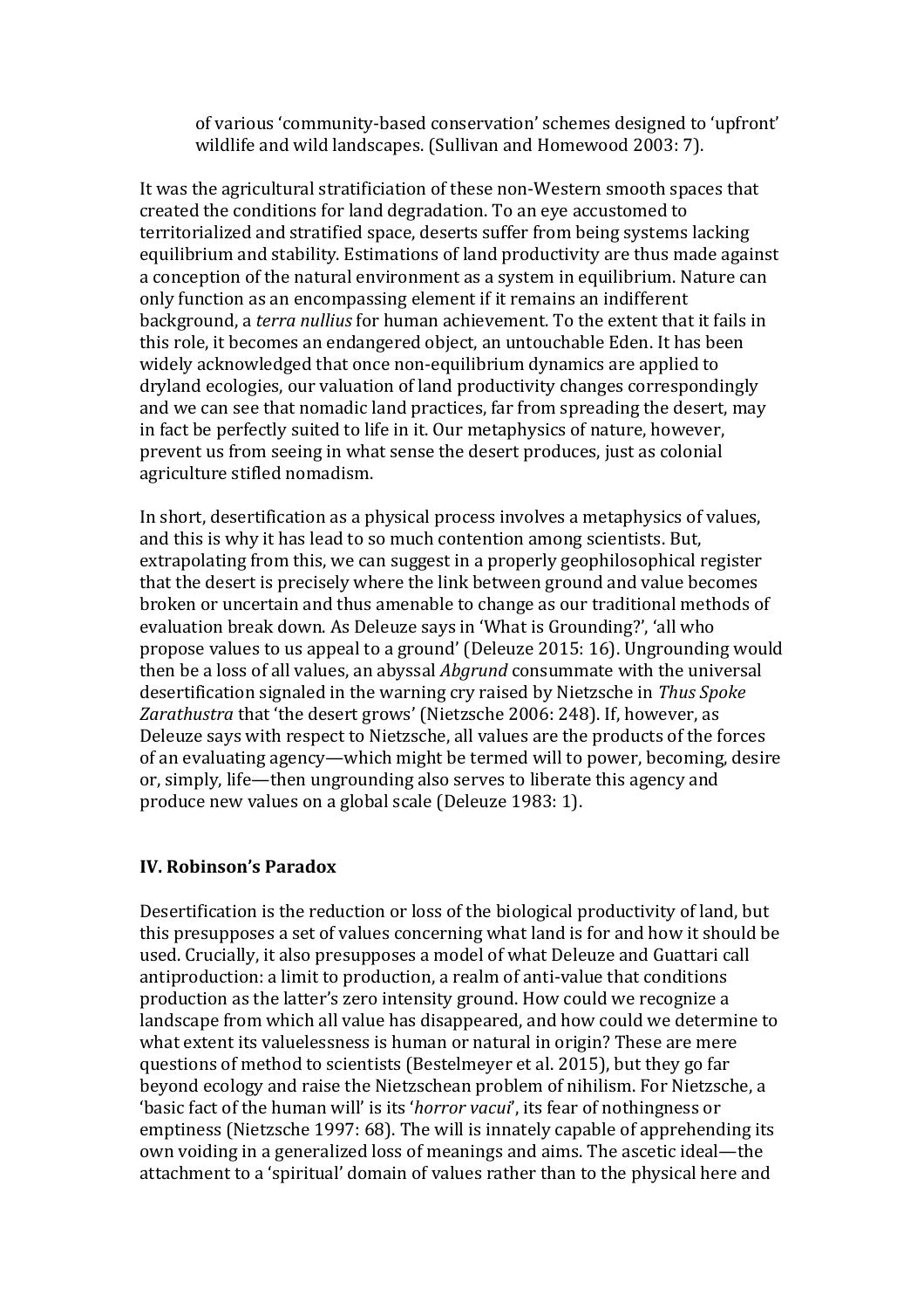of various 'community-based conservation' schemes designed to 'upfront' wildlife and wild landscapes. (Sullivan and Homewood 2003: 7).

It was the agricultural stratificiation of these non-Western smooth spaces that created the conditions for land degradation. To an eye accustomed to territorialized and stratified space, deserts suffer from being systems lacking equilibrium and stability. Estimations of land productivity are thus made against a conception of the natural environment as a system in equilibrium. Nature can only function as an encompassing element if it remains an indifferent background, a *terra nullius* for human achievement. To the extent that it fails in this role, it becomes an endangered object, an untouchable Eden. It has been widely acknowledged that once non-equilibrium dynamics are applied to dryland ecologies, our valuation of land productivity changes correspondingly and we can see that nomadic land practices, far from spreading the desert, may in fact be perfectly suited to life in it. Our metaphysics of nature, however, prevent us from seeing in what sense the desert produces, just as colonial agriculture stifled nomadism.

In short, desertification as a physical process involves a metaphysics of values, and this is why it has lead to so much contention among scientists. But, extrapolating from this, we can suggest in a properly geophilosophical register that the desert is precisely where the link between ground and value becomes broken or uncertain and thus amenable to change as our traditional methods of evaluation break down. As Deleuze says in 'What is Grounding?', 'all who propose values to us appeal to a ground' (Deleuze 2015: 16). Ungrounding would then be a loss of all values, an abyssal *Abgrund* consummate with the universal desertification signaled in the warning cry raised by Nietzsche in *Thus Spoke Zarathustra* that 'the desert grows' (Nietzsche 2006: 248). If, however, as Deleuze says with respect to Nietzsche, all values are the products of the forces of an evaluating agency—which might be termed will to power, becoming, desire or, simply, life—then ungrounding also serves to liberate this agency and produce new values on a global scale (Deleuze 1983: 1).

## IV. Robinson's Paradox

Desertification is the reduction or loss of the biological productivity of land, but this presupposes a set of values concerning what land is for and how it should be used. Crucially, it also presupposes a model of what Deleuze and Guattari call antiproduction: a limit to production, a realm of anti-value that conditions production as the latter's zero intensity ground. How could we recognize a landscape from which all value has disappeared, and how could we determine to what extent its valuelessness is human or natural in origin? These are mere questions of method to scientists (Bestelmeyer et al. 2015), but they go far beyond ecology and raise the Nietzschean problem of nihilism. For Nietzsche, a 'basic fact of the human will' is its '*horror vacui*', its fear of nothingness or emptiness (Nietzsche 1997: 68). The will is innately capable of apprehending its own voiding in a generalized loss of meanings and aims. The ascetic ideal—the attachment to a 'spiritual' domain of values rather than to the physical here and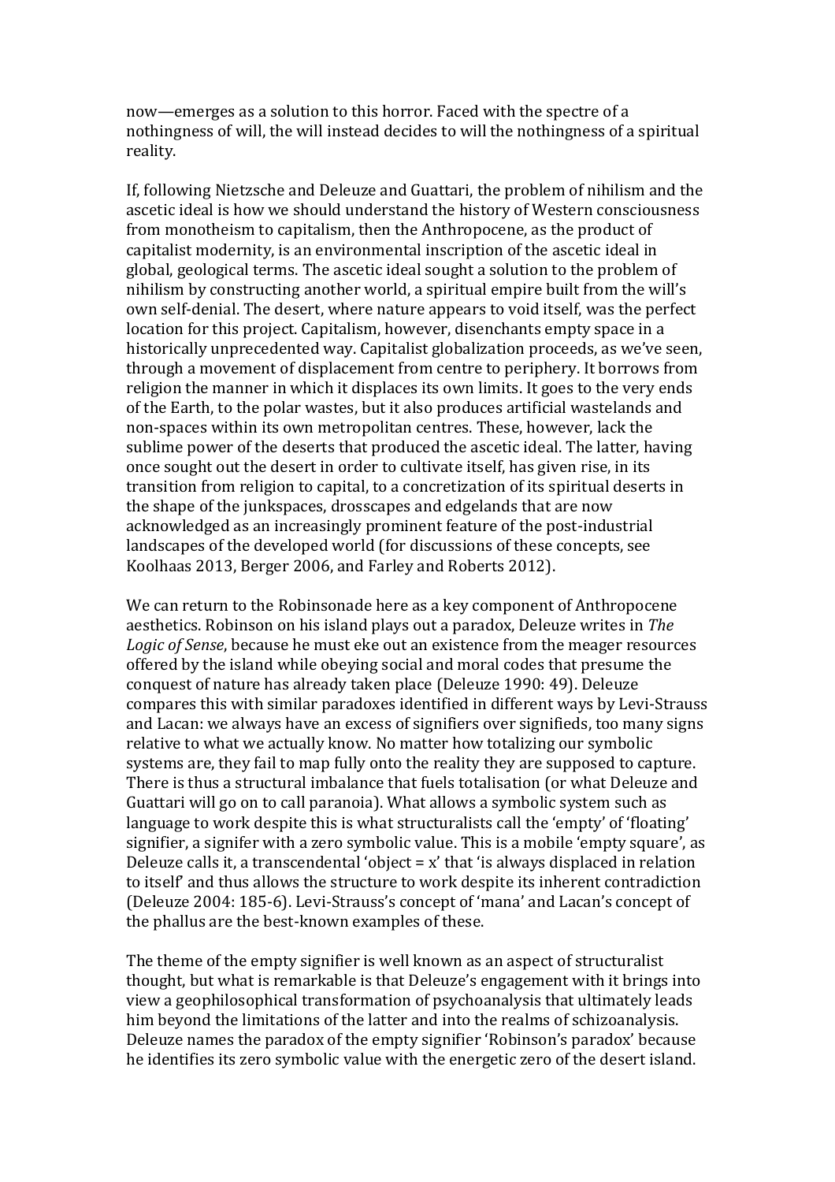now—emerges as a solution to this horror. Faced with the spectre of a nothingness of will, the will instead decides to will the nothingness of a spiritual reality.

If, following Nietzsche and Deleuze and Guattari, the problem of nihilism and the ascetic ideal is how we should understand the history of Western consciousness from monotheism to capitalism, then the Anthropocene, as the product of capitalist modernity, is an environmental inscription of the ascetic ideal in global, geological terms. The ascetic ideal sought a solution to the problem of nihilism by constructing another world, a spiritual empire built from the will's own self-denial. The desert, where nature appears to void itself, was the perfect location for this project. Capitalism, however, disenchants empty space in a historically unprecedented way. Capitalist globalization proceeds, as we've seen, through a movement of displacement from centre to periphery. It borrows from religion the manner in which it displaces its own limits. It goes to the very ends of the Earth, to the polar wastes, but it also produces artificial wastelands and non-spaces within its own metropolitan centres. These, however, lack the sublime power of the deserts that produced the ascetic ideal. The latter, having once sought out the desert in order to cultivate itself, has given rise, in its transition from religion to capital, to a concretization of its spiritual deserts in the shape of the junkspaces, drosscapes and edgelands that are now acknowledged as an increasingly prominent feature of the post-industrial landscapes of the developed world (for discussions of these concepts, see Koolhaas 2013, Berger 2006, and Farley and Roberts 2012).

We can return to the Robinsonade here as a key component of Anthropocene aesthetics. Robinson on his island plays out a paradox, Deleuze writes in *The Logic of Sense*, because he must eke out an existence from the meager resources offered by the island while obeying social and moral codes that presume the conquest of nature has already taken place (Deleuze 1990: 49). Deleuze compares this with similar paradoxes identified in different ways by Levi-Strauss and Lacan: we always have an excess of signifiers over signifieds, too many signs relative to what we actually know. No matter how totalizing our symbolic systems are, they fail to map fully onto the reality they are supposed to capture. There is thus a structural imbalance that fuels totalisation (or what Deleuze and Guattari will go on to call paranoia). What allows a symbolic system such as language to work despite this is what structuralists call the 'empty' of 'floating' signifier, a signifer with a zero symbolic value. This is a mobile 'empty square', as Deleuze calls it, a transcendental 'object = x' that 'is always displaced in relation to itself' and thus allows the structure to work despite its inherent contradiction (Deleuze 2004: 185-6). Levi-Strauss's concept of 'mana' and Lacan's concept of the phallus are the best-known examples of these.

The theme of the empty signifier is well known as an aspect of structuralist thought, but what is remarkable is that Deleuze's engagement with it brings into view a geophilosophical transformation of psychoanalysis that ultimately leads him beyond the limitations of the latter and into the realms of schizoanalysis. Deleuze names the paradox of the empty signifier 'Robinson's paradox' because he identifies its zero symbolic value with the energetic zero of the desert island.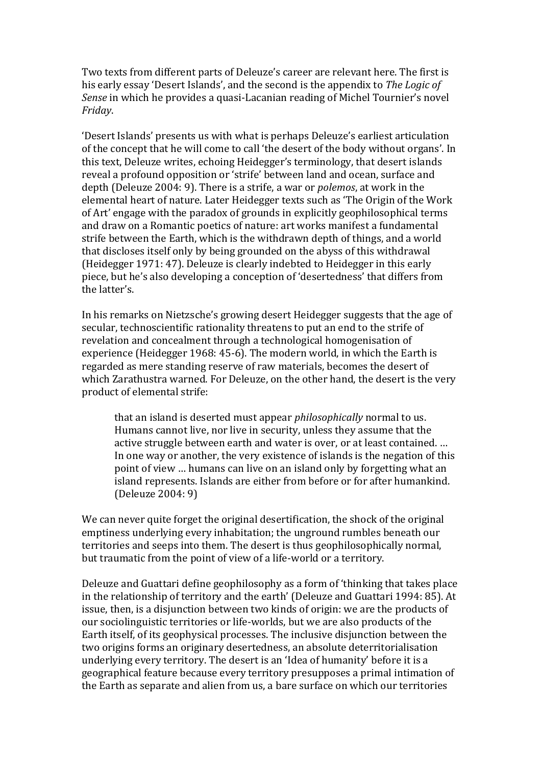Two texts from different parts of Deleuze's career are relevant here. The first is his early essay 'Desert Islands', and the second is the appendix to *The Logic of Sense* in which he provides a quasi-Lacanian reading of Michel Tournier's novel *Friday*.

'Desert Islands' presents us with what is perhaps Deleuze's earliest articulation of the concept that he will come to call 'the desert of the body without organs'. In this text, Deleuze writes, echoing Heidegger's terminology, that desert islands reveal a profound opposition or 'strife' between land and ocean, surface and depth (Deleuze 2004: 9). There is a strife, a war or *polemos*, at work in the elemental heart of nature. Later Heidegger texts such as 'The Origin of the Work of Art' engage with the paradox of grounds in explicitly geophilosophical terms and draw on a Romantic poetics of nature: art works manifest a fundamental strife between the Earth, which is the withdrawn depth of things, and a world that discloses itself only by being grounded on the abyss of this withdrawal (Heidegger 1971: 47). Deleuze is clearly indebted to Heidegger in this early piece, but he's also developing a conception of 'desertedness' that differs from the latter's.

In his remarks on Nietzsche's growing desert Heidegger suggests that the age of secular, technoscientific rationality threatens to put an end to the strife of revelation and concealment through a technological homogenisation of experience (Heidegger 1968: 45-6). The modern world, in which the Earth is regarded as mere standing reserve of raw materials, becomes the desert of which Zarathustra warned. For Deleuze, on the other hand, the desert is the very product of elemental strife:

> that an island is deserted must appear *philosophically* normal to us. Humans cannot live, nor live in security, unless they assume that the active struggle between earth and water is over, or at least contained. … In one way or another, the very existence of islands is the negation of this point of view … humans can live on an island only by forgetting what an island represents. Islands are either from before or for after humankind. (Deleuze 2004: 9)

We can never quite forget the original desertification, the shock of the original emptiness underlying every inhabitation; the unground rumbles beneath our territories and seeps into them. The desert is thus geophilosophically normal, but traumatic from the point of view of a life-world or a territory.

Deleuze and Guattari define geophilosophy as a form of 'thinking that takes place in the relationship of territory and the earth' (Deleuze and Guattari 1994: 85). At issue, then, is a disjunction between two kinds of origin: we are the products of our sociolinguistic territories or life-worlds, but we are also products of the Earth itself, of its geophysical processes. The inclusive disjunction between the two origins forms an originary desertedness, an absolute deterritorialisation underlying every territory. The desert is an 'Idea of humanity' before it is a geographical feature because every territory presupposes a primal intimation of the Earth as separate and alien from us, a bare surface on which our territories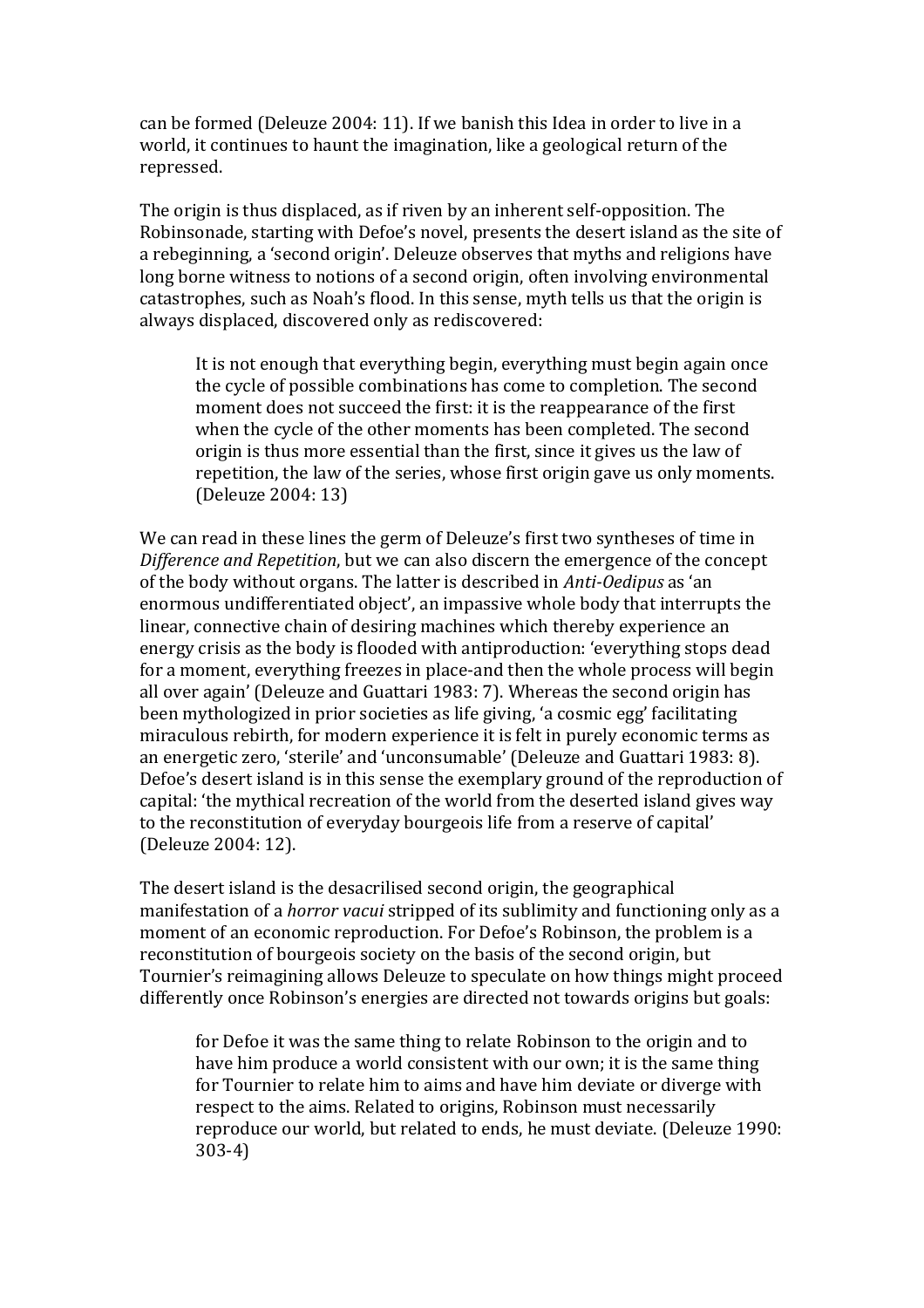can be formed (Deleuze 2004: 11). If we banish this Idea in order to live in a world, it continues to haunt the imagination, like a geological return of the repressed.

The origin is thus displaced, as if riven by an inherent self-opposition. The Robinsonade, starting with Defoe's novel, presents the desert island as the site of a rebeginning, a 'second origin'. Deleuze observes that myths and religions have long borne witness to notions of a second origin, often involving environmental catastrophes, such as Noah's flood. In this sense, myth tells us that the origin is always displaced, discovered only as rediscovered:

> It is not enough that everything begin, everything must begin again once the cycle of possible combinations has come to completion. The second moment does not succeed the first: it is the reappearance of the first when the cycle of the other moments has been completed. The second origin is thus more essential than the first, since it gives us the law of repetition, the law of the series, whose first origin gave us only moments. (Deleuze 2004: 13)

We can read in these lines the germ of Deleuze's first two syntheses of time in *Difference and Repetition*, but we can also discern the emergence of the concept of the body without organs. The latter is described in *Anti-Oedipus* as 'an enormous undifferentiated object', an impassive whole body that interrupts the linear, connective chain of desiring machines which thereby experience an energy crisis as the body is flooded with antiproduction: 'everything stops dead for a moment, everything freezes in place-and then the whole process will begin all over again' (Deleuze and Guattari 1983: 7). Whereas the second origin has been mythologized in prior societies as life giving, 'a cosmic egg' facilitating miraculous rebirth, for modern experience it is felt in purely economic terms as an energetic zero, 'sterile' and 'unconsumable' (Deleuze and Guattari 1983: 8). Defoe's desert island is in this sense the exemplary ground of the reproduction of capital: 'the mythical recreation of the world from the deserted island gives way to the reconstitution of everyday bourgeois life from a reserve of capital' (Deleuze 2004: 12).

The desert island is the desacrilised second origin, the geographical manifestation of a *horror vacui* stripped of its sublimity and functioning only as a moment of an economic reproduction. For Defoe's Robinson, the problem is a reconstitution of bourgeois society on the basis of the second origin, but Tournier's reimagining allows Deleuze to speculate on how things might proceed differently once Robinson's energies are directed not towards origins but goals:

> for Defoe it was the same thing to relate Robinson to the origin and to have him produce a world consistent with our own; it is the same thing for Tournier to relate him to aims and have him deviate or diverge with respect to the aims. Related to origins, Robinson must necessarily reproduce our world, but related to ends, he must deviate. (Deleuze 1990: 303-4)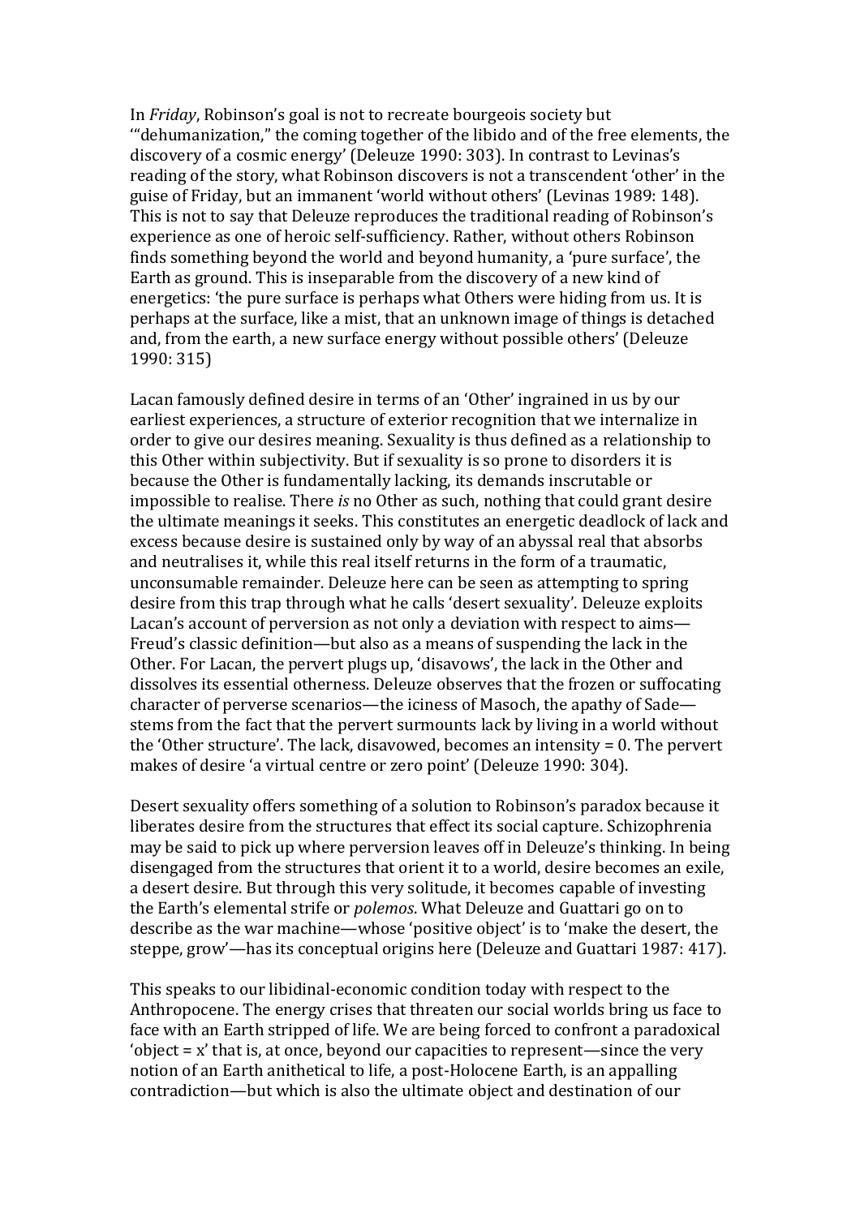In *Friday*, Robinson's goal is not to recreate bourgeois society but '"dehumanization," the coming together of the libido and of the free elements, the discovery of a cosmic energy' (Deleuze 1990: 303). In contrast to Levinas's reading of the story, what Robinson discovers is not a transcendent 'other' in the guise of Friday, but an immanent 'world without others' (Levinas 1989: 148). This is not to say that Deleuze reproduces the traditional reading of Robinson's experience as one of heroic self-sufficiency. Rather, without others Robinson finds something beyond the world and beyond humanity, a 'pure surface', the Earth as ground. This is inseparable from the discovery of a new kind of energetics: 'the pure surface is perhaps what Others were hiding from us. It is perhaps at the surface, like a mist, that an unknown image of things is detached and, from the earth, a new surface energy without possible others' (Deleuze 1990: 315)

Lacan famously defined desire in terms of an 'Other' ingrained in us by our earliest experiences, a structure of exterior recognition that we internalize in order to give our desires meaning. Sexuality is thus defined as a relationship to this Other within subjectivity. But if sexuality is so prone to disorders it is because the Other is fundamentally lacking, its demands inscrutable or impossible to realise. There *is* no Other as such, nothing that could grant desire the ultimate meanings it seeks. This constitutes an energetic deadlock of lack and excess because desire is sustained only by way of an abyssal real that absorbs and neutralises it, while this real itself returns in the form of a traumatic, unconsumable remainder. Deleuze here can be seen as attempting to spring desire from this trap through what he calls 'desert sexuality'. Deleuze exploits Lacan's account of perversion as not only a deviation with respect to aims—Freud's classic definition—but also as a means of suspending the lack in the Other. For Lacan, the pervert plugs up, 'disavows', the lack in the Other and dissolves its essential otherness. Deleuze observes that the frozen or suffocating character of perverse scenarios—the iciness of Masoch, the apathy of Sade—stems from the fact that the pervert surmounts lack by living in a world without the 'Other structure'. The lack, disavowed, becomes an intensity = 0. The pervert makes of desire 'a virtual centre or zero point' (Deleuze 1990: 304).

Desert sexuality offers something of a solution to Robinson's paradox because it liberates desire from the structures that effect its social capture. Schizophrenia may be said to pick up where perversion leaves off in Deleuze's thinking. In being disengaged from the structures that orient it to a world, desire becomes an exile, a desert desire. But through this very solitude, it becomes capable of investing the Earth's elemental strife or *polemos*. What Deleuze and Guattari go on to describe as the war machine—whose 'positive object' is to 'make the desert, the steppe, grow'—has its conceptual origins here (Deleuze and Guattari 1987: 417).

This speaks to our libidinal-economic condition today with respect to the Anthropocene. The energy crises that threaten our social worlds bring us face to face with an Earth stripped of life. We are being forced to confront a paradoxical 'object = x' that is, at once, beyond our capacities to represent—since the very notion of an Earth anithetical to life, a post-Holocene Earth, is an appalling contradiction—but which is also the ultimate object and destination of our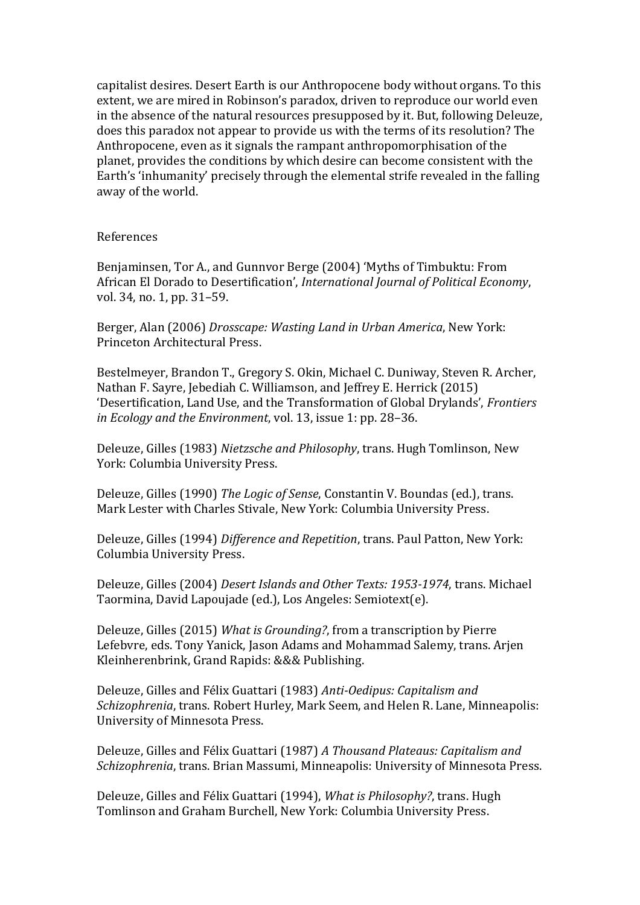capitalist desires. Desert Earth is our Anthropocene body without organs. To this extent, we are mired in Robinson's paradox, driven to reproduce our world even in the absence of the natural resources presupposed by it. But, following Deleuze, does this paradox not appear to provide us with the terms of its resolution? The Anthropocene, even as it signals the rampant anthropomorphisation of the planet, provides the conditions by which desire can become consistent with the Earth's 'inhumanity' precisely through the elemental strife revealed in the falling away of the world.

References

Benjaminsen, Tor A., and Gunnvor Berge (2004) 'Myths of Timbuktu: From African El Dorado to Desertification', *International Journal of Political Economy*, vol. 34, no. 1, pp. 31–59.

Berger, Alan (2006) *Drosscape: Wasting Land in Urban America*, New York: Princeton Architectural Press.

Bestelmeyer, Brandon T., Gregory S. Okin, Michael C. Duniway, Steven R. Archer, Nathan F. Sayre, Jebediah C. Williamson, and Jeffrey E. Herrick (2015) 'Desertification, Land Use, and the Transformation of Global Drylands', *Frontiers in Ecology and the Environment*, vol. 13, issue 1: pp. 28–36.

Deleuze, Gilles (1983) *Nietzsche and Philosophy*, trans. Hugh Tomlinson, New York: Columbia University Press.

Deleuze, Gilles (1990) *The Logic of Sense*, Constantin V. Boundas (ed.), trans. Mark Lester with Charles Stivale, New York: Columbia University Press.

Deleuze, Gilles (1994) *Difference and Repetition*, trans. Paul Patton, New York: Columbia University Press.

Deleuze, Gilles (2004) *Desert Islands and Other Texts: 1953-1974*, trans. Michael Taormina, David Lapoujade (ed.), Los Angeles: Semiotext(e).

Deleuze, Gilles (2015) *What is Grounding?*, from a transcription by Pierre Lefebvre, eds. Tony Yanick, Jason Adams and Mohammad Salemy, trans. Arjen Kleinherenbrink, Grand Rapids: &&& Publishing.

Deleuze, Gilles and Félix Guattari (1983) *Anti-Oedipus: Capitalism and Schizophrenia*, trans. Robert Hurley, Mark Seem, and Helen R. Lane, Minneapolis: University of Minnesota Press.

Deleuze, Gilles and Félix Guattari (1987) *A Thousand Plateaus: Capitalism and Schizophrenia*, trans. Brian Massumi, Minneapolis: University of Minnesota Press.

Deleuze, Gilles and Félix Guattari (1994), *What is Philosophy?*, trans. Hugh Tomlinson and Graham Burchell, New York: Columbia University Press.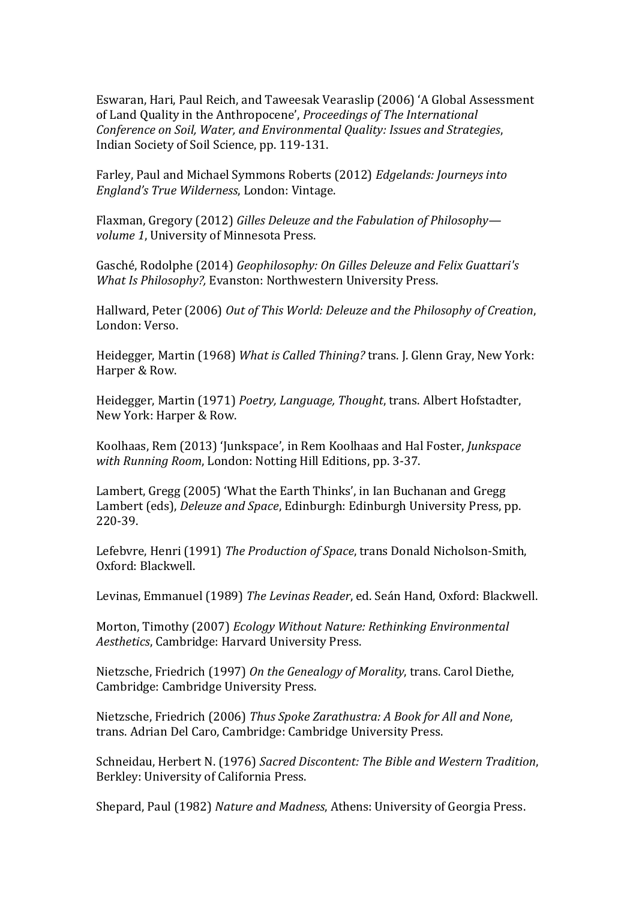Eswaran, Hari, Paul Reich, and Taweesak Vearaslip (2006) ‘A Global Assessment of Land Quality in the Anthropocene’, *Proceedings of The International Conference on Soil, Water, and Environmental Quality: Issues and Strategies*, Indian Society of Soil Science, pp. 119-131.

Farley, Paul and Michael Symmons Roberts (2012) *Edgelands: Journeys into England’s True Wilderness*, London: Vintage.

Flaxman, Gregory (2012) *Gilles Deleuze and the Fabulation of Philosophy—volume 1*, University of Minnesota Press.

Gasché, Rodolphe (2014) *Geophilosophy: On Gilles Deleuze and Felix Guattari's What Is Philosophy?,* Evanston: Northwestern University Press.

Hallward, Peter (2006) *Out of This World: Deleuze and the Philosophy of Creation*, London: Verso.

Heidegger, Martin (1968) *What is Called Thining?* trans. J. Glenn Gray, New York: Harper & Row.

Heidegger, Martin (1971) *Poetry, Language, Thought*, trans. Albert Hofstadter, New York: Harper & Row.

Koolhaas, Rem (2013) ‘Junkspace’, in Rem Koolhaas and Hal Foster, *Junkspace with Running Room*, London: Notting Hill Editions, pp. 3-37.

Lambert, Gregg (2005) ‘What the Earth Thinks’, in Ian Buchanan and Gregg Lambert (eds), *Deleuze and Space*, Edinburgh: Edinburgh University Press, pp. 220-39.

Lefebvre, Henri (1991) *The Production of Space*, trans Donald Nicholson-Smith, Oxford: Blackwell.

Levinas, Emmanuel (1989) *The Levinas Reader*, ed. Seán Hand, Oxford: Blackwell.

Morton, Timothy (2007) *Ecology Without Nature: Rethinking Environmental Aesthetics*, Cambridge: Harvard University Press.

Nietzsche, Friedrich (1997) *On the Genealogy of Morality*, trans. Carol Diethe, Cambridge: Cambridge University Press.

Nietzsche, Friedrich (2006) *Thus Spoke Zarathustra: A Book for All and None*, trans. Adrian Del Caro, Cambridge: Cambridge University Press.

Schneidau, Herbert N. (1976) *Sacred Discontent: The Bible and Western Tradition*, Berkley: University of California Press.

Shepard, Paul (1982) *Nature and Madness*, Athens: University of Georgia Press.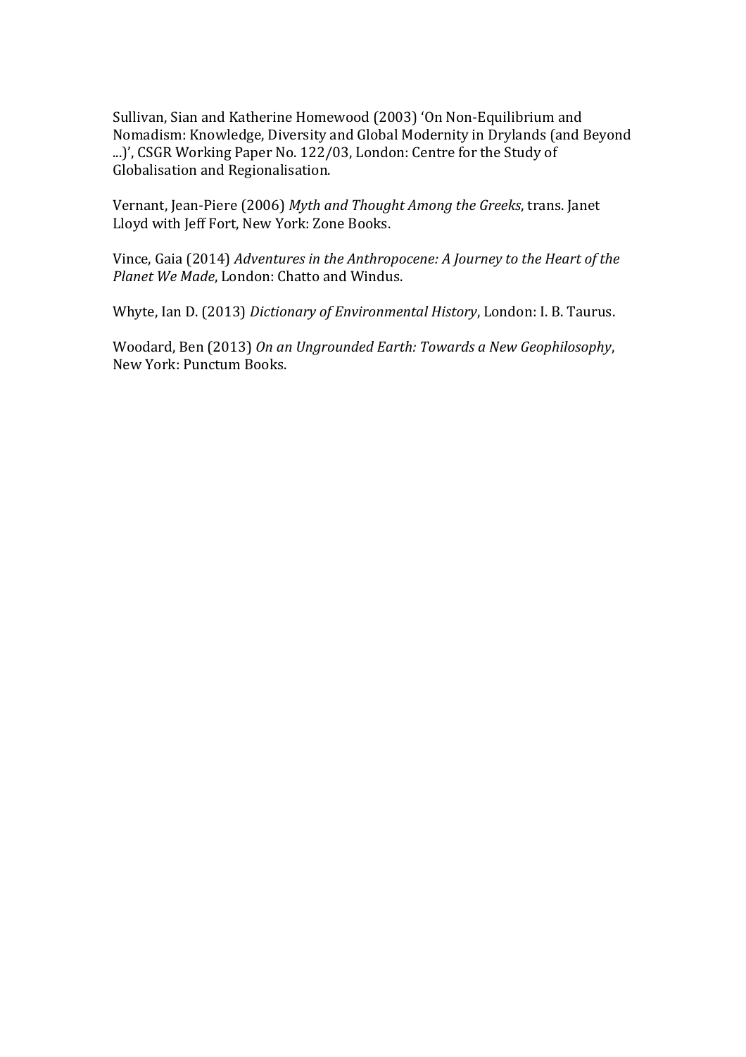Sullivan, Sian and Katherine Homewood (2003) 'On Non-Equilibrium and Nomadism: Knowledge, Diversity and Global Modernity in Drylands (and Beyond ...)', CSGR Working Paper No. 122/03, London: Centre for the Study of Globalisation and Regionalisation.

Vernant, Jean-Piere (2006) *Myth and Thought Among the Greeks*, trans. Janet Lloyd with Jeff Fort, New York: Zone Books.

Vince, Gaia (2014) *Adventures in the Anthropocene: A Journey to the Heart of the Planet We Made*, London: Chatto and Windus.

Whyte, Ian D. (2013) *Dictionary of Environmental History*, London: I. B. Taurus.

Woodard, Ben (2013) *On an Ungrounded Earth: Towards a New Geophilosophy*, New York: Punctum Books.